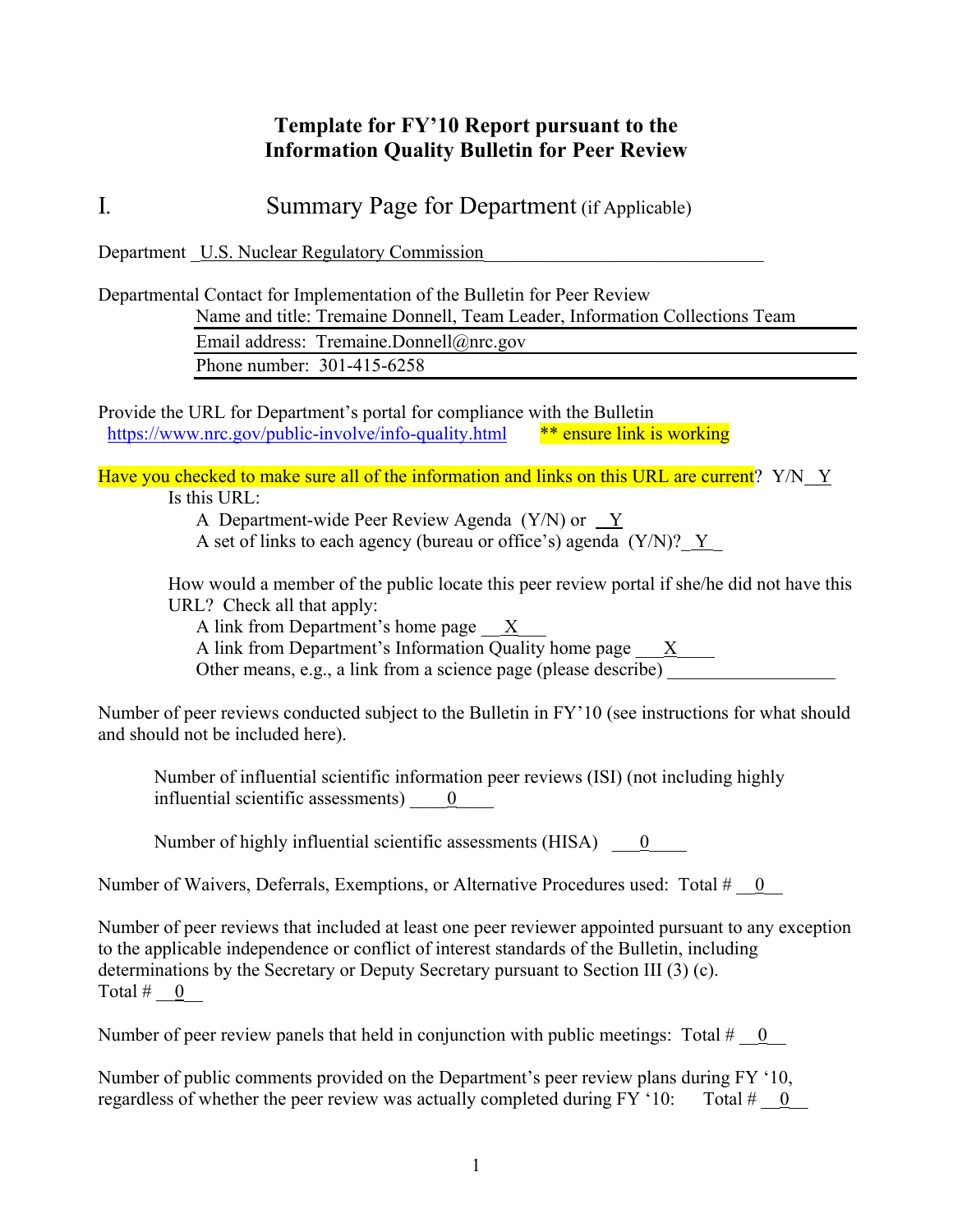# Template for FY'10 Report pursuant to the Information Quality Bulletin for Peer Review

## I. Summary Page for Department (if Applicable)

Department _U.S. Nuclear Regulatory Commission_

Departmental Contact for Implementation of the Bulletin for Peer Review

Name and title: Tremaine Donnell, Team Leader, Information Collections Team

Email address: Tremaine.Donnell@nrc.gov

Phone number: 301-415-6258

Provide the URL for Department's portal for compliance with the Bulletin
https://www.nrc.gov/public-involve/info-quality.html ** ensure link is working

Have you checked to make sure all of the information and links on this URL are current? Y/N__Y

Is this URL:

A Department-wide Peer Review Agenda (Y/N) or __Y

A set of links to each agency (bureau or office's) agenda (Y/N)?_Y__

How would a member of the public locate this peer review portal if she/he did not have this URL? Check all that apply:

A link from Department's home page __X___

A link from Department's Information Quality home page ___X____

Other means, e.g., a link from a science page (please describe) ________________

Number of peer reviews conducted subject to the Bulletin in FY'10 (see instructions for what should and should not be included here).

Number of influential scientific information peer reviews (ISI) (not including highly influential scientific assessments) ____0____

Number of highly influential scientific assessments (HISA) ___0____

Number of Waivers, Deferrals, Exemptions, or Alternative Procedures used: Total # __0__

Number of peer reviews that included at least one peer reviewer appointed pursuant to any exception to the applicable independence or conflict of interest standards of the Bulletin, including determinations by the Secretary or Deputy Secretary pursuant to Section III (3) (c). Total # __0__

Number of peer review panels that held in conjunction with public meetings: Total # __0__

Number of public comments provided on the Department's peer review plans during FY '10, regardless of whether the peer review was actually completed during FY '10: Total # __0__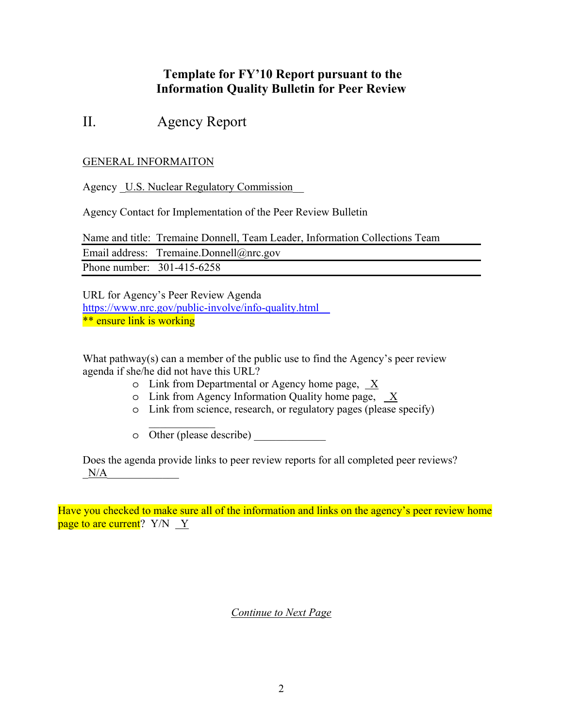# Template for FY'10 Report pursuant to the Information Quality Bulletin for Peer Review

## II. Agency Report

GENERAL INFORMAITON

Agency _U.S. Nuclear Regulatory Commission__

Agency Contact for Implementation of the Peer Review Bulletin

| | |
|---|---|
| Name and title: | Tremaine Donnell, Team Leader, Information Collections Team |
| Email address: | Tremaine.Donnell@nrc.gov |
| Phone number: | 301-415-6258 |

URL for Agency's Peer Review Agenda
https://www.nrc.gov/public-involve/info-quality.html
** ensure link is working

What pathway(s) can a member of the public use to find the Agency's peer review agenda if she/he did not have this URL?

- Link from Departmental or Agency home page, _X
- Link from Agency Information Quality home page, _X
- Link from science, research, or regulatory pages (please specify) ____________
- Other (please describe) _____________

Does the agenda provide links to peer review reports for all completed peer reviews?
_N/A_____________

Have you checked to make sure all of the information and links on the agency's peer review home page to are current? Y/N _Y

*Continue to Next Page*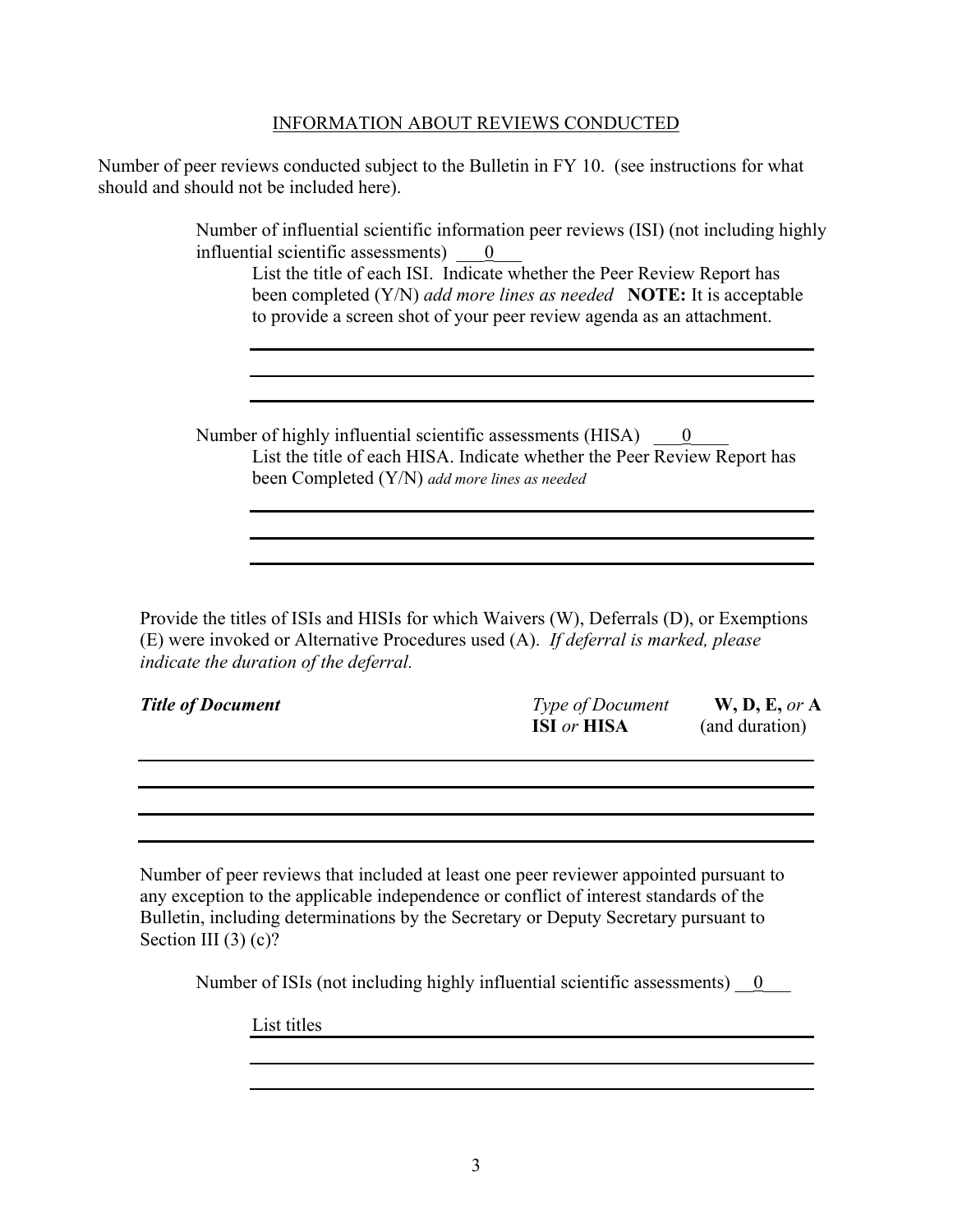## INFORMATION ABOUT REVIEWS CONDUCTED

Number of peer reviews conducted subject to the Bulletin in FY 10. (see instructions for what should and should not be included here).

Number of influential scientific information peer reviews (ISI) (not including highly influential scientific assessments) \_\_\_0\_\_\_

List the title of each ISI. Indicate whether the Peer Review Report has been completed (Y/N) *add more lines as needed* **NOTE:** It is acceptable to provide a screen shot of your peer review agenda as an attachment.

Number of highly influential scientific assessments (HISA) \_\_\_0\_\_\_\_

List the title of each HISA. Indicate whether the Peer Review Report has been Completed (Y/N) *add more lines as needed*

Provide the titles of ISIs and HISIs for which Waivers (W), Deferrals (D), or Exemptions (E) were invoked or Alternative Procedures used (A). *If deferral is marked, please indicate the duration of the deferral.*

| ***Title of Document*** | *Type of Document* **ISI** *or* **HISA** | **W, D, E,** *or* **A** (and duration) |
|---|---|---|
| | | |
| | | |
| | | |
| | | |

Number of peer reviews that included at least one peer reviewer appointed pursuant to any exception to the applicable independence or conflict of interest standards of the Bulletin, including determinations by the Secretary or Deputy Secretary pursuant to Section III (3) (c)?

Number of ISIs (not including highly influential scientific assessments) \_\_0\_\_\_

List titles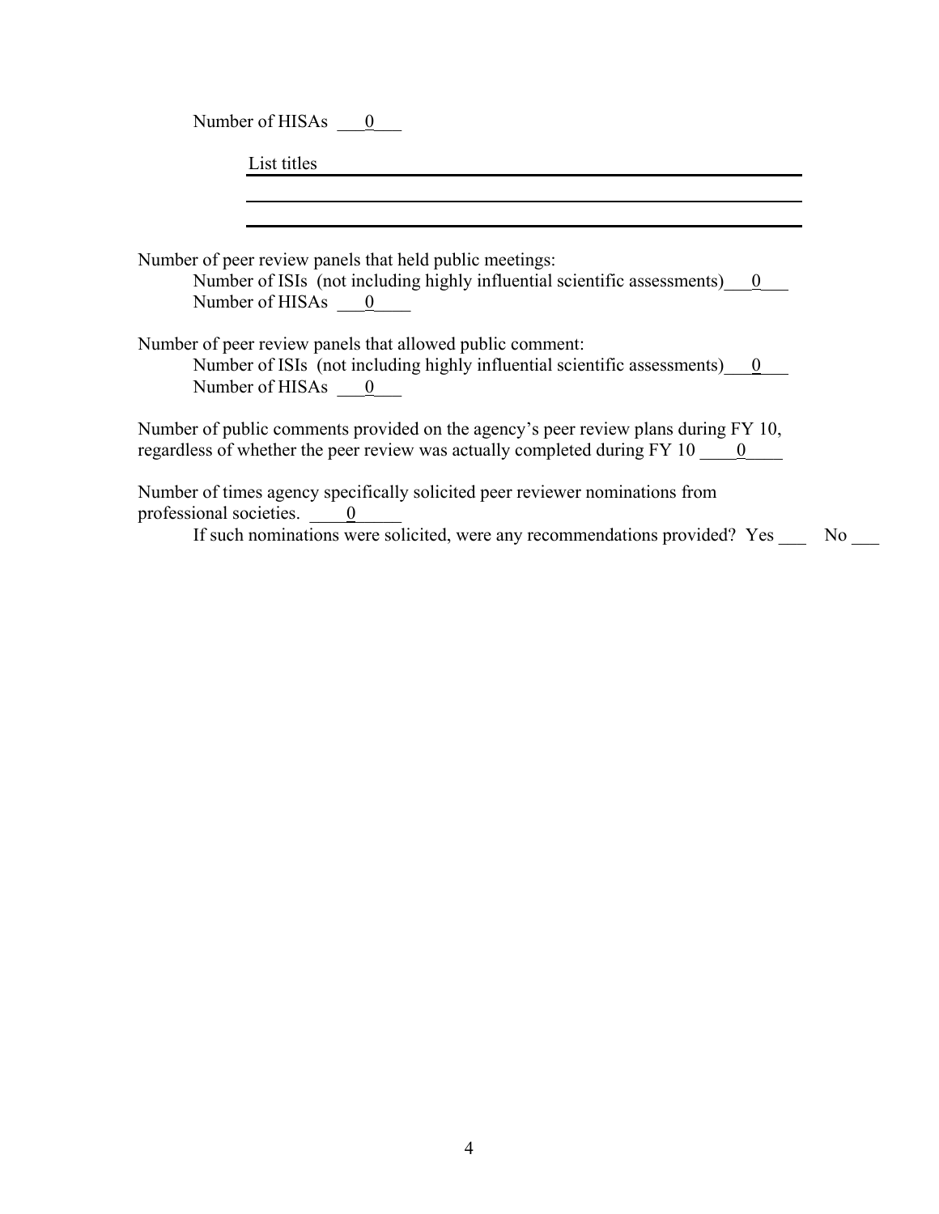Number of HISAs ___0___

List titles ______________________________________________

Number of peer review panels that held public meetings:

Number of ISIs (not including highly influential scientific assessments)___0___

Number of HISAs ___0____

Number of peer review panels that allowed public comment:

Number of ISIs (not including highly influential scientific assessments)___0___

Number of HISAs ___0___

Number of public comments provided on the agency's peer review plans during FY 10, regardless of whether the peer review was actually completed during FY 10 ____0____

Number of times agency specifically solicited peer reviewer nominations from professional societies. ____0_____

If such nominations were solicited, were any recommendations provided? Yes ___ No ___